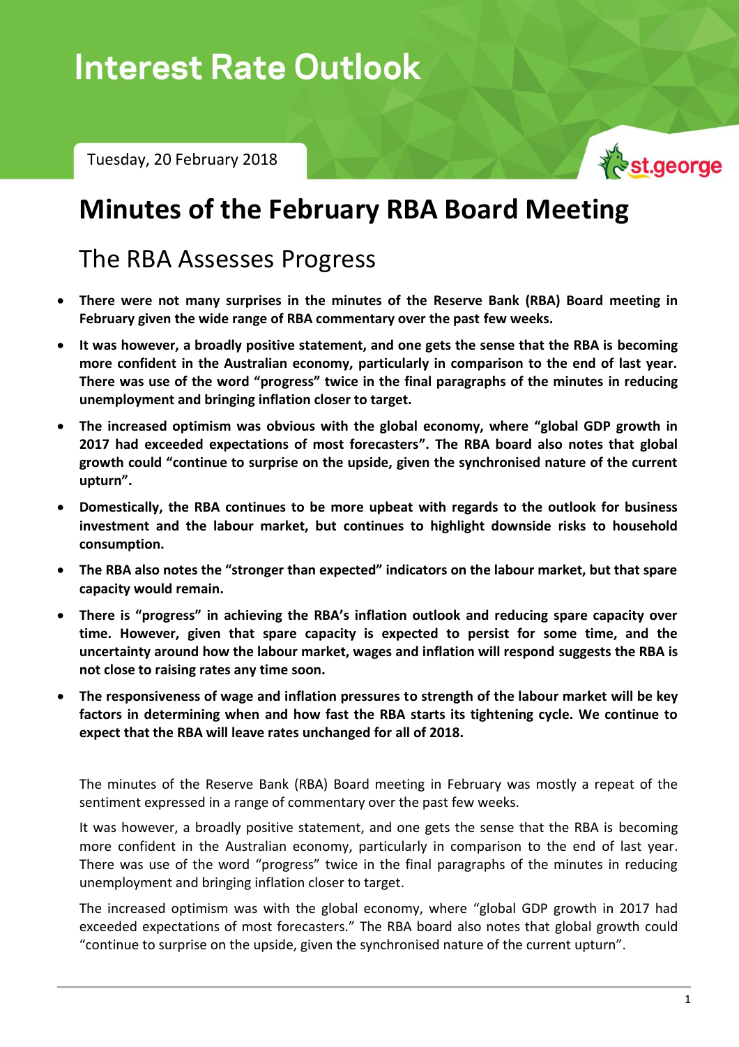# Interest Rate Outlook

Tuesday, 20 February 2018

## Minutes of the February RBA Board Meeting

### The RBA Assesses Progress

- **There were not many surprises in the minutes of the Reserve Bank (RBA) Board meeting in February given the wide range of RBA commentary over the past few weeks.**
- **It was however, a broadly positive statement, and one gets the sense that the RBA is becoming more confident in the Australian economy, particularly in comparison to the end of last year. There was use of the word "progress" twice in the final paragraphs of the minutes in reducing unemployment and bringing inflation closer to target.**
- **The increased optimism was obvious with the global economy, where "global GDP growth in 2017 had exceeded expectations of most forecasters". The RBA board also notes that global growth could "continue to surprise on the upside, given the synchronised nature of the current upturn".**
- **Domestically, the RBA continues to be more upbeat with regards to the outlook for business investment and the labour market, but continues to highlight downside risks to household consumption.**
- **The RBA also notes the "stronger than expected" indicators on the labour market, but that spare capacity would remain.**
- **There is "progress" in achieving the RBA's inflation outlook and reducing spare capacity over time. However, given that spare capacity is expected to persist for some time, and the uncertainty around how the labour market, wages and inflation will respond suggests the RBA is not close to raising rates any time soon.**
- **The responsiveness of wage and inflation pressures to strength of the labour market will be key factors in determining when and how fast the RBA starts its tightening cycle. We continue to expect that the RBA will leave rates unchanged for all of 2018.**

The minutes of the Reserve Bank (RBA) Board meeting in February was mostly a repeat of the sentiment expressed in a range of commentary over the past few weeks.

It was however, a broadly positive statement, and one gets the sense that the RBA is becoming more confident in the Australian economy, particularly in comparison to the end of last year. There was use of the word "progress" twice in the final paragraphs of the minutes in reducing unemployment and bringing inflation closer to target.

The increased optimism was with the global economy, where "global GDP growth in 2017 had exceeded expectations of most forecasters." The RBA board also notes that global growth could "continue to surprise on the upside, given the synchronised nature of the current upturn".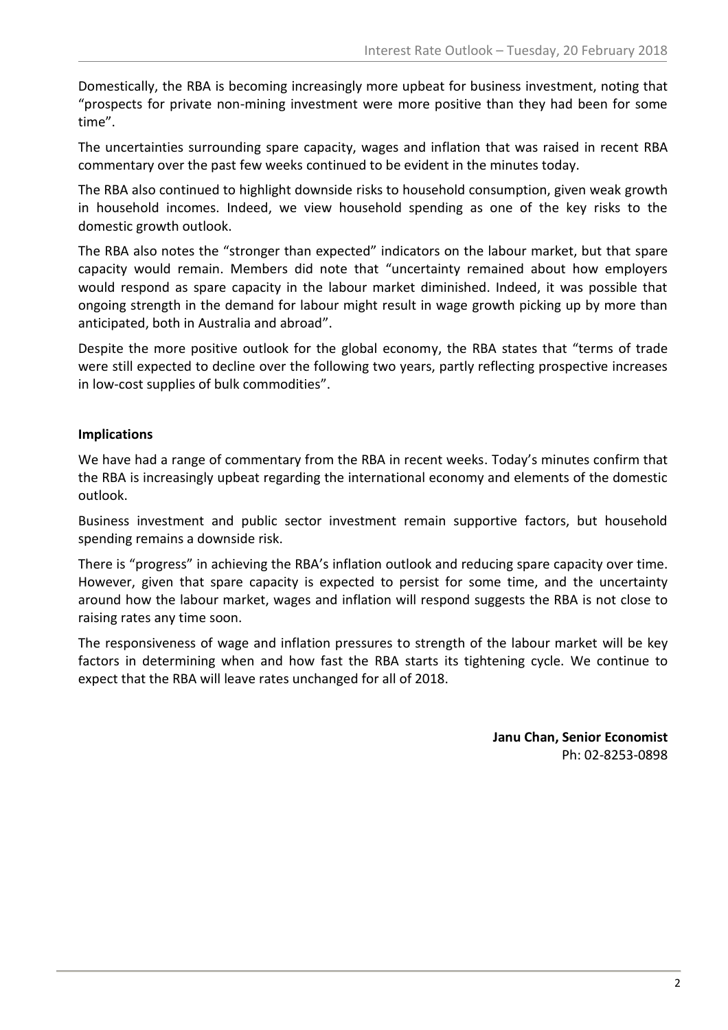Domestically, the RBA is becoming increasingly more upbeat for business investment, noting that "prospects for private non-mining investment were more positive than they had been for some time".

The uncertainties surrounding spare capacity, wages and inflation that was raised in recent RBA commentary over the past few weeks continued to be evident in the minutes today.

The RBA also continued to highlight downside risks to household consumption, given weak growth in household incomes. Indeed, we view household spending as one of the key risks to the domestic growth outlook.

The RBA also notes the "stronger than expected" indicators on the labour market, but that spare capacity would remain. Members did note that "uncertainty remained about how employers would respond as spare capacity in the labour market diminished. Indeed, it was possible that ongoing strength in the demand for labour might result in wage growth picking up by more than anticipated, both in Australia and abroad".

Despite the more positive outlook for the global economy, the RBA states that "terms of trade were still expected to decline over the following two years, partly reflecting prospective increases in low-cost supplies of bulk commodities".

**Implications**

We have had a range of commentary from the RBA in recent weeks. Today's minutes confirm that the RBA is increasingly upbeat regarding the international economy and elements of the domestic outlook.

Business investment and public sector investment remain supportive factors, but household spending remains a downside risk.

There is "progress" in achieving the RBA's inflation outlook and reducing spare capacity over time. However, given that spare capacity is expected to persist for some time, and the uncertainty around how the labour market, wages and inflation will respond suggests the RBA is not close to raising rates any time soon.

The responsiveness of wage and inflation pressures to strength of the labour market will be key factors in determining when and how fast the RBA starts its tightening cycle. We continue to expect that the RBA will leave rates unchanged for all of 2018.

**Janu Chan, Senior Economist**
Ph: 02-8253-0898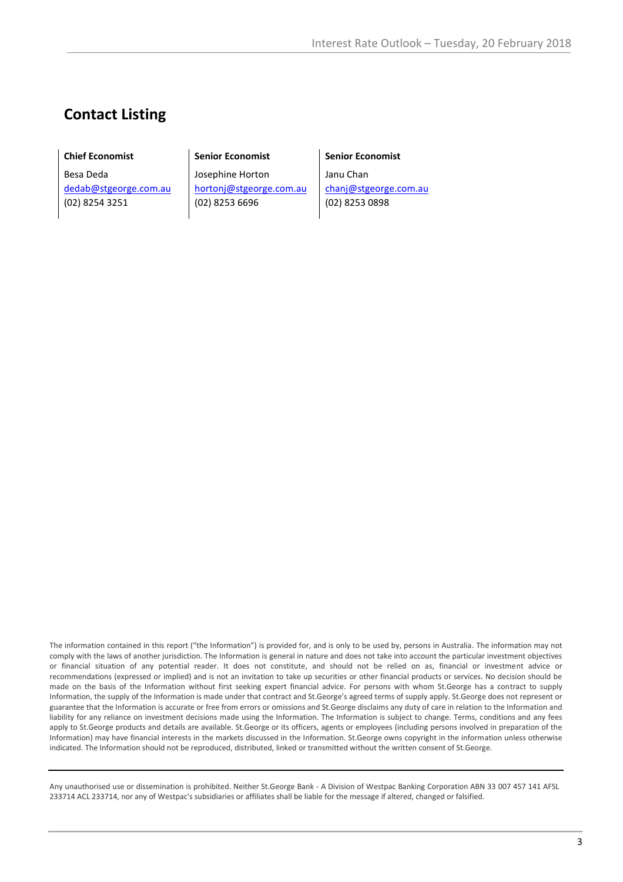## Contact Listing

**Chief Economist**

Besa Deda
dedab@stgeorge.com.au
(02) 8254 3251

**Senior Economist**

Josephine Horton
hortonj@stgeorge.com.au
(02) 8253 6696

**Senior Economist**

Janu Chan
chanj@stgeorge.com.au
(02) 8253 0898

The information contained in this report ("the Information") is provided for, and is only to be used by, persons in Australia. The information may not comply with the laws of another jurisdiction. The Information is general in nature and does not take into account the particular investment objectives or financial situation of any potential reader. It does not constitute, and should not be relied on as, financial or investment advice or recommendations (expressed or implied) and is not an invitation to take up securities or other financial products or services. No decision should be made on the basis of the Information without first seeking expert financial advice. For persons with whom St.George has a contract to supply Information, the supply of the Information is made under that contract and St.George's agreed terms of supply apply. St.George does not represent or guarantee that the Information is accurate or free from errors or omissions and St.George disclaims any duty of care in relation to the Information and liability for any reliance on investment decisions made using the Information. The Information is subject to change. Terms, conditions and any fees apply to St.George products and details are available. St.George or its officers, agents or employees (including persons involved in preparation of the Information) may have financial interests in the markets discussed in the Information. St.George owns copyright in the information unless otherwise indicated. The Information should not be reproduced, distributed, linked or transmitted without the written consent of St.George.

Any unauthorised use or dissemination is prohibited. Neither St.George Bank - A Division of Westpac Banking Corporation ABN 33 007 457 141 AFSL 233714 ACL 233714, nor any of Westpac's subsidiaries or affiliates shall be liable for the message if altered, changed or falsified.